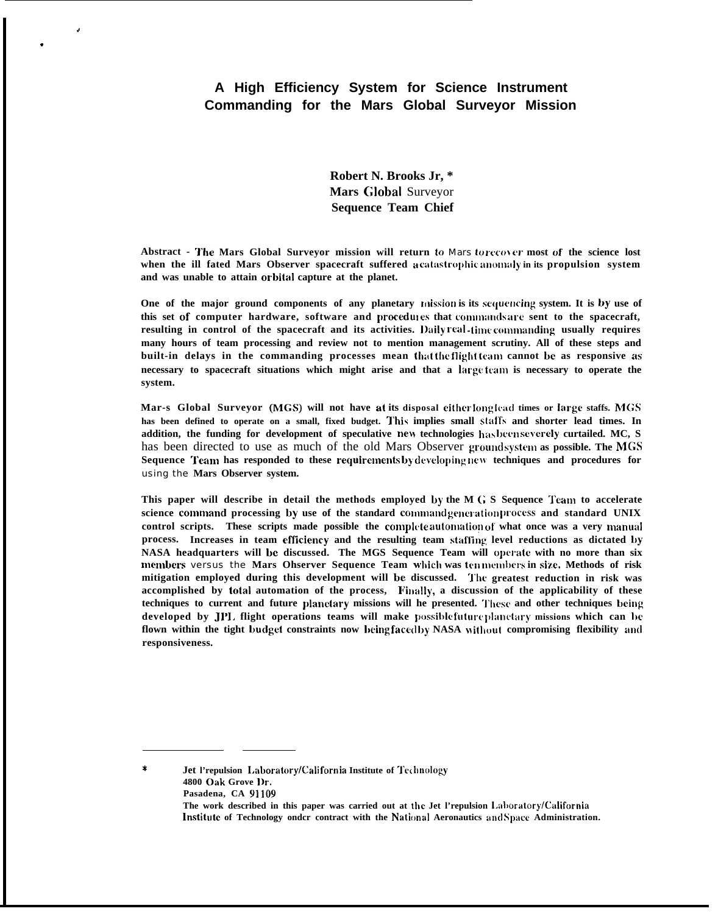# A High Efficiency System for Science Instrument Commanding for the Mars Global Surveyor Mission

**Robert N. Brooks Jr, \***
**Mars Global Surveyor**
**Sequence Team Chief**

**Abstract - The Mars Global Surveyor mission will return to Mars to recover most of the science lost when the ill fated Mars Observer spacecraft suffered a catastrophic anomaly in its propulsion system and was unable to attain orbital capture at the planet.**

**One of the major ground components of any planetary mission is its sequencing system. It is by use of this set of computer hardware, software and procedures that commands are sent to the spacecraft, resulting in control of the spacecraft and its activities. Daily real-time commanding usually requires many hours of team processing and review not to mention management scrutiny. All of these steps and built-in delays in the commanding processes mean that the flight team cannot be as responsive as necessary to spacecraft situations which might arise and that a large team is necessary to operate the system.**

**Mar-s Global Surveyor (MGS) will not have at its disposal either long lead times or large staffs. MGS has been defined to operate on a small, fixed budget. This implies small staffs and shorter lead times. In addition, the funding for development of speculative new technologies has been severely curtailed. MC, S has been directed to use as much of the old Mars Observer ground system as possible. The MGS Sequence Team has responded to these requirements by developing new techniques and procedures for using the Mars Observer system.**

**This paper will describe in detail the methods employed by the M G S Sequence Team to accelerate science command processing by use of the standard command generation process and standard UNIX control scripts. These scripts made possible the complete automation of what once was a very manual process. Increases in team efficiency and the resulting team staffing level reductions as dictated by NASA headquarters will be discussed. The MGS Sequence Team will operate with no more than six members versus the Mars Ohserver Sequence Team which was ten members in size. Methods of risk mitigation employed during this development will be discussed. The greatest reduction in risk was accomplished by total automation of the process, Finally, a discussion of the applicability of these techniques to current and future planetary missions will he presented. These and other techniques being developed by JPL flight operations teams will make possible future planetary missions which can be flown within the tight budget constraints now being faced by NASA without compromising flexibility and responsiveness.**

---

\* **Jet l'repulsion Laboratory/California Institute of Technology**
**4800 Oak Grove Dr.**
**Pasadena, CA 91109**
**The work described in this paper was carried out at the Jet l'repulsion Laboratory/California Institute of Technology ondcr contract with the National Aeronautics and Space Administration.**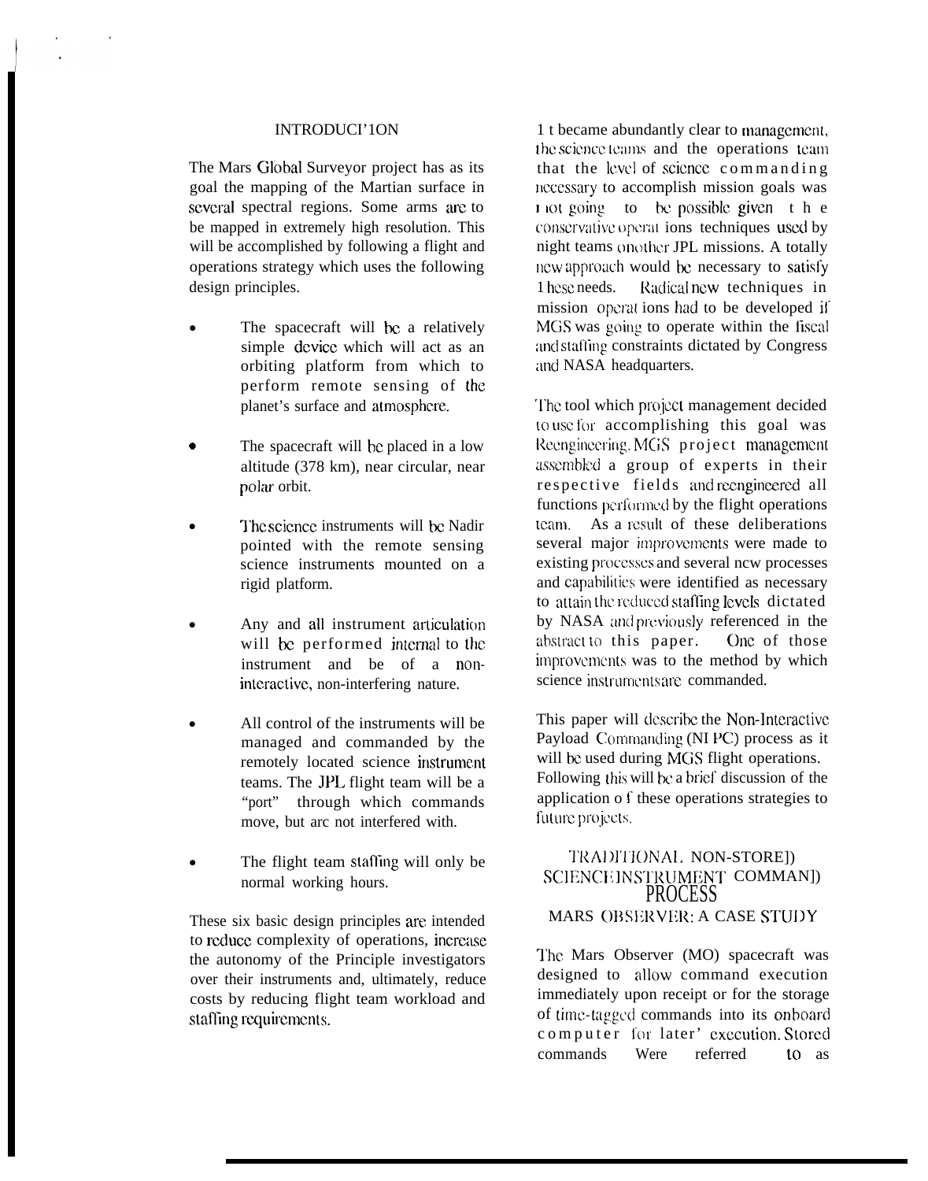## INTRODUCI'1ON

The Mars Global Surveyor project has as its goal the mapping of the Martian surface in several spectral regions. Some arms are to be mapped in extremely high resolution. This will be accomplished by following a flight and operations strategy which uses the following design principles.

- The spacecraft will be a relatively simple device which will act as an orbiting platform from which to perform remote sensing of the planet's surface and atmosphere.
- The spacecraft will be placed in a low altitude (378 km), near circular, near polar orbit.
- The science instruments will be Nadir pointed with the remote sensing science instruments mounted on a rigid platform.
- Any and all instrument articulation will be performed internal to the instrument and be of a non-interactive, non-interfering nature.
- All control of the instruments will be managed and commanded by the remotely located science instrument teams. The JPL flight team will be a "port" through which commands move, but arc not interfered with.
- The flight team staffing will only be normal working hours.

These six basic design principles are intended to reduce complexity of operations, increase the autonomy of the Principle investigators over their instruments and, ultimately, reduce costs by reducing flight team workload and staffing requirements.

1 t became abundantly clear to management, the science teams and the operations team that the level of science commanding necessary to accomplish mission goals was not going to be possible given the conservative operat ions techniques used by night teams on other JPL missions. A totally new approach would be necessary to satisfy these needs. Radical new techniques in mission operat ions had to be developed if MGS was going to operate within the fiscal and staffing constraints dictated by Congress and NASA headquarters.

The tool which project management decided to use for accomplishing this goal was Reengineering. MGS project management assembled a group of experts in their respective fields and reengineered all functions performed by the flight operations team. As a result of these deliberations several major improvements were made to existing processes and several new processes and capabilities were identified as necessary to attain the reduced staffing levels dictated by NASA and previously referenced in the abstract to this paper. One of those improvements was to the method by which science instruments are commanded.

This paper will describe the Non-Interactive Payload Commanding (NI PC) process as it will be used during MGS flight operations. Following this will be a brief discussion of the application o f these operations strategies to future projects.

## TRADITIONAL NON-STORE]) SCIENCE INSTRUMENT COMMAN]) PROCESS

### MARS OBSERVER: A CASE STUDY

The Mars Observer (MO) spacecraft was designed to allow command execution immediately upon receipt or for the storage of time-tagged commands into its onboard computer for later' execution. Stored commands Were referred to as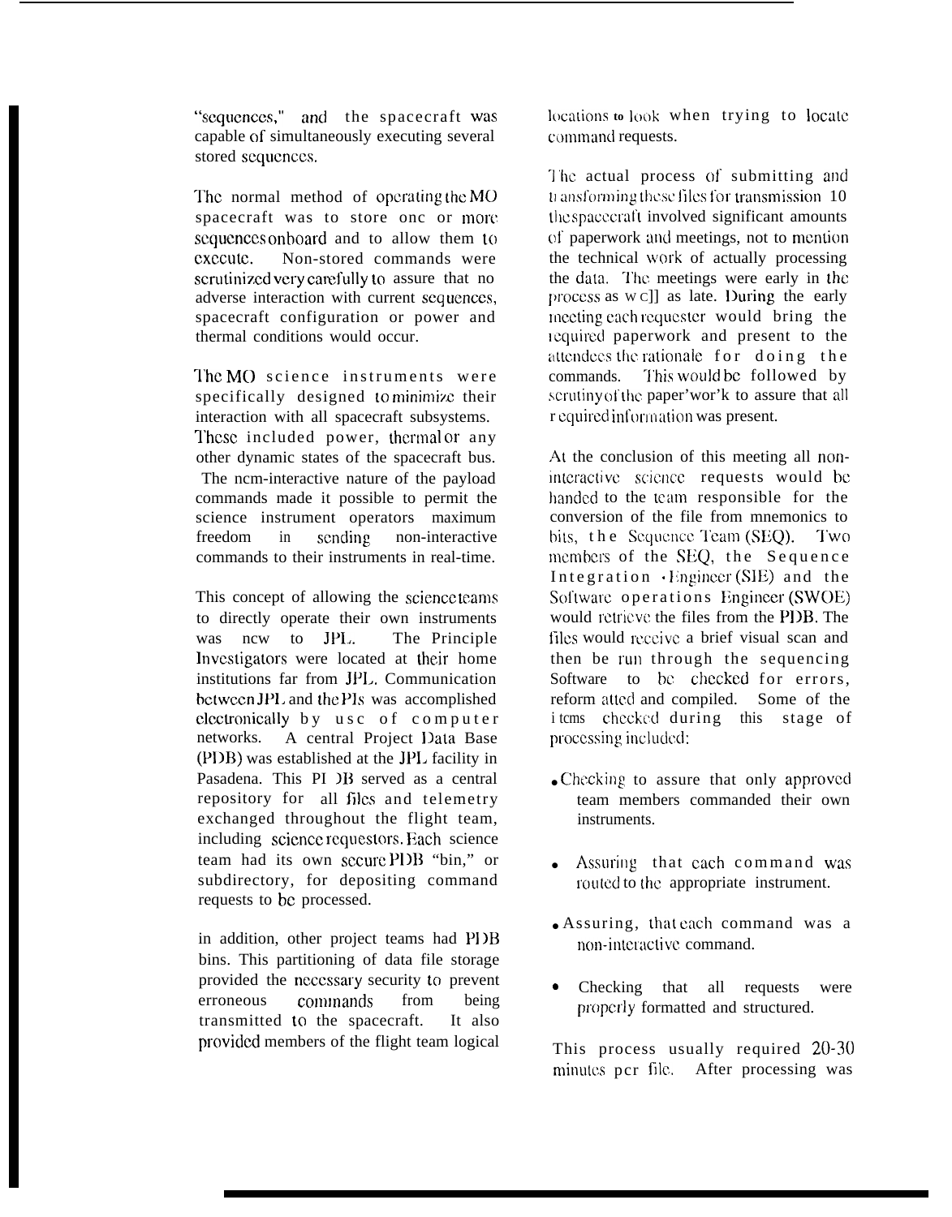"sequences," and the spacecraft was capable of simultaneously executing several stored sequences.

The normal method of operating the MO spacecraft was to store one or more sequences onboard and to allow them to execute. Non-stored commands were scrutinized very carefully to assure that no adverse interaction with current sequences, spacecraft configuration or power and thermal conditions would occur.

The MO science instruments were specifically designed to minimize their interaction with all spacecraft subsystems. These included power, thermal or any other dynamic states of the spacecraft bus. The non-interactive nature of the payload commands made it possible to permit the science instrument operators maximum freedom in sending non-interactive commands to their instruments in real-time.

This concept of allowing the science teams to directly operate their own instruments was new to JPL. The Principle Investigators were located at their home institutions far from JPL. Communication between JPL and the PIs was accomplished electronically by use of computer networks. A central Project Data Base (PDB) was established at the JPL facility in Pasadena. This PDB served as a central repository for all files and telemetry exchanged throughout the flight team, including science requestors. Each science team had its own secure PDB "bin," or subdirectory, for depositing command requests to be processed.

in addition, other project teams had PDB bins. This partitioning of data file storage provided the necessary security to prevent erroneous commands from being transmitted to the spacecraft. It also provided members of the flight team logical locations to look when trying to locate command requests.

The actual process of submitting and transforming these files for transmission to the spacecraft involved significant amounts of paperwork and meetings, not to mention the technical work of actually processing the data. The meetings were early in the process as well as late. During the early meeting each requester would bring the required paperwork and present to the attendees the rationale for doing the commands. This would be followed by scrutiny of the paper'wor'k to assure that all required information was present.

At the conclusion of this meeting all non-interactive science requests would be handed to the team responsible for the conversion of the file from mnemonics to bits, the Sequence Team (SEQ). Two members of the SEQ, the Sequence Integration Engineer (SIE) and the Software operations Engineer (SWOE) would retrieve the files from the PDB. The files would receive a brief visual scan and then be run through the sequencing Software to be checked for errors, reformatted and compiled. Some of the items checked during this stage of processing included:

- Checking to assure that only approved team members commanded their own instruments.
- Assuring that each command was routed to the appropriate instrument.
- Assuring, that each command was a non-interactive command.
- Checking that all requests were properly formatted and structured.

This process usually required 20-30 minutes per file. After processing was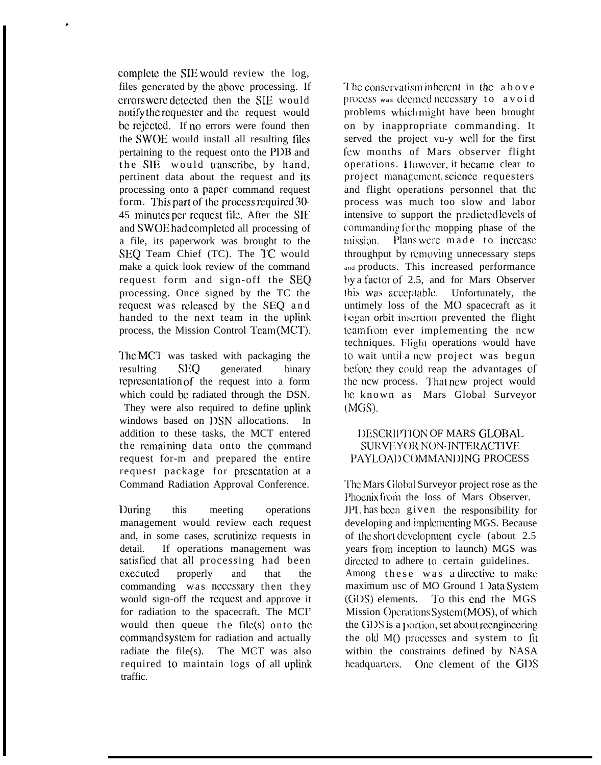complete the SIE would review the log, files generated by the above processing. If errors were detected then the SIE would notify the requester and the request would be rejected. If no errors were found then the SWOE would install all resulting files pertaining to the request onto the PDB and the SIE would transcribe, by hand, pertinent data about the request and its processing onto a paper command request form. This part of the process required 30-45 minutes per request file. After the SIE and SWOE had completed all processing of a file, its paperwork was brought to the SEQ Team Chief (TC). The TC would make a quick look review of the command request form and sign-off the SEQ processing. Once signed by the TC the request was released by the SEQ and handed to the next team in the uplink process, the Mission Control Team (MCT).

The MCT was tasked with packaging the resulting SEQ generated binary representation of the request into a form which could be radiated through the DSN. They were also required to define uplink windows based on DSN allocations. In addition to these tasks, the MCT entered the remaining data onto the command request for-m and prepared the entire request package for presentation at a Command Radiation Approval Conference.

During this meeting operations management would review each request and, in some cases, scrutinize requests in detail. If operations management was satisfied that all processing had been executed properly and that the commanding was necessary then they would sign-off the request and approve it for radiation to the spacecraft. The MCT would then queue the file(s) onto the command system for radiation and actually radiate the file(s). The MCT was also required to maintain logs of all uplink traffic.

The conservatism inherent in the above process was deemed necessary to avoid problems which might have been brought on by inappropriate commanding. It served the project vu-y well for the first few months of Mars observer flight operations. However, it became clear to project management, science requesters and flight operations personnel that the process was much too slow and labor intensive to support the predicted levels of commanding for the mopping phase of the mission. Plans were made to increase throughput by removing unnecessary steps and products. This increased performance by a factor of 2.5, and for Mars Observer this was acceptable. Unfortunately, the untimely loss of the MO spacecraft as it began orbit insertion prevented the flight team from ever implementing the new techniques. Flight operations would have to wait until a new project was begun before they could reap the advantages of the new process. That new project would be known as Mars Global Surveyor (MGS).

## DESCRIPTION OF MARS GLOBAL SURVEYOR NON-INTERACTIVE PAYLOAD COMMANDING PROCESS

The Mars Global Surveyor project rose as the Phoenix from the loss of Mars Observer. JPL has been given the responsibility for developing and implementing MGS. Because of the short development cycle (about 2.5 years from inception to launch) MGS was directed to adhere to certain guidelines. Among these was a directive to make maximum use of MO Ground Data System (GDS) elements. To this end the MGS Mission Operations System (MOS), of which the GDS is a portion, set about reengineering the old MO processes and system to fit within the constraints defined by NASA headquarters. One element of the GDS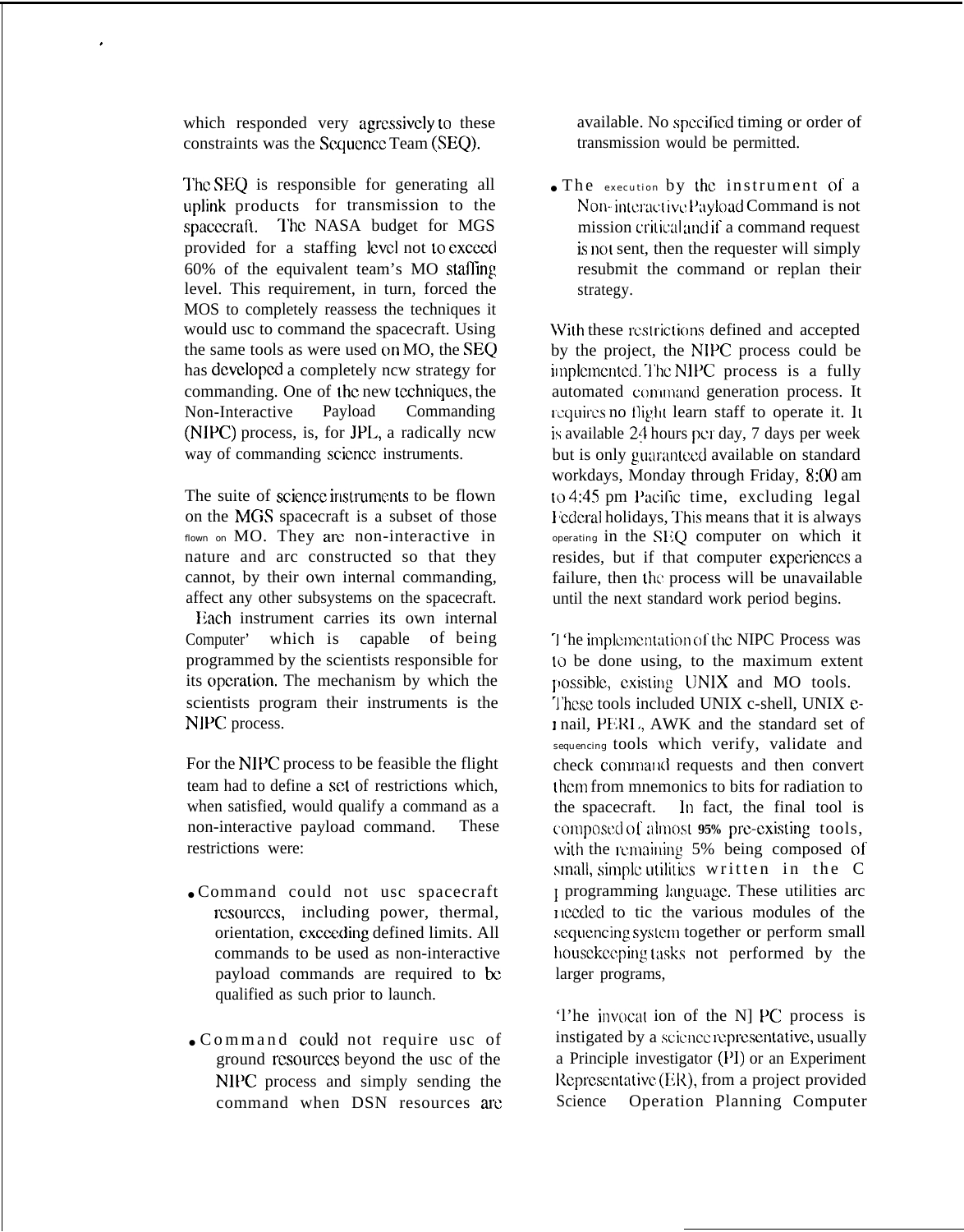which responded very agressively to these constraints was the Sequence Team (SEQ).

The SEQ is responsible for generating all uplink products for transmission to the spacecraft. The NASA budget for MGS provided for a staffing level not to exceed 60% of the equivalent team's MO staffing level. This requirement, in turn, forced the MOS to completely reassess the techniques it would use to command the spacecraft. Using the same tools as were used on MO, the SEQ has developed a completely new strategy for commanding. One of the new techniques, the Non-Interactive Payload Commanding (NIPC) process, is, for JPL, a radically new way of commanding science instruments.

The suite of science instruments to be flown on the MGS spacecraft is a subset of those flown on MO. They are non-interactive in nature and are constructed so that they cannot, by their own internal commanding, affect any other subsystems on the spacecraft. Each instrument carries its own internal Computer' which is capable of being programmed by the scientists responsible for its operation. The mechanism by which the scientists program their instruments is the NIPC process.

For the NIPC process to be feasible the flight team had to define a set of restrictions which, when satisfied, would qualify a command as a non-interactive payload command. These restrictions were:

- Command could not use spacecraft resources, including power, thermal, orientation, exceeding defined limits. All commands to be used as non-interactive payload commands are required to be qualified as such prior to launch.
- Command could not require use of ground resources beyond the use of the NIPC process and simply sending the command when DSN resources are available. No specified timing or order of transmission would be permitted.
- The execution by the instrument of a Non-interactive Payload Command is not mission critical and if a command request is not sent, then the requester will simply resubmit the command or replan their strategy.

With these restrictions defined and accepted by the project, the NIPC process could be implemented. The NIPC process is a fully automated command generation process. It requires no flight learn staff to operate it. It is available 24 hours per day, 7 days per week but is only guaranteed available on standard workdays, Monday through Friday, 8:00 am to 4:45 pm Pacific time, excluding legal Federal holidays, This means that it is always operating in the SEQ computer on which it resides, but if that computer experiences a failure, then the process will be unavailable until the next standard work period begins.

The implementation of the NIPC Process was to be done using, to the maximum extent possible, existing UNIX and MO tools. These tools included UNIX c-shell, UNIX e-mail, PERL, AWK and the standard set of sequencing tools which verify, validate and check command requests and then convert them from mnemonics to bits for radiation to the spacecraft. In fact, the final tool is composed of almost **95%** pre-existing tools, with the remaining 5% being composed of small, simple utilities written in the C programming language. These utilities are needed to tie the various modules of the sequencing system together or perform small housekeeping tasks not performed by the larger programs,

The invocation of the NIPC process is instigated by a science representative, usually a Principle investigator (PI) or an Experiment Representative (ER), from a project provided Science Operation Planning Computer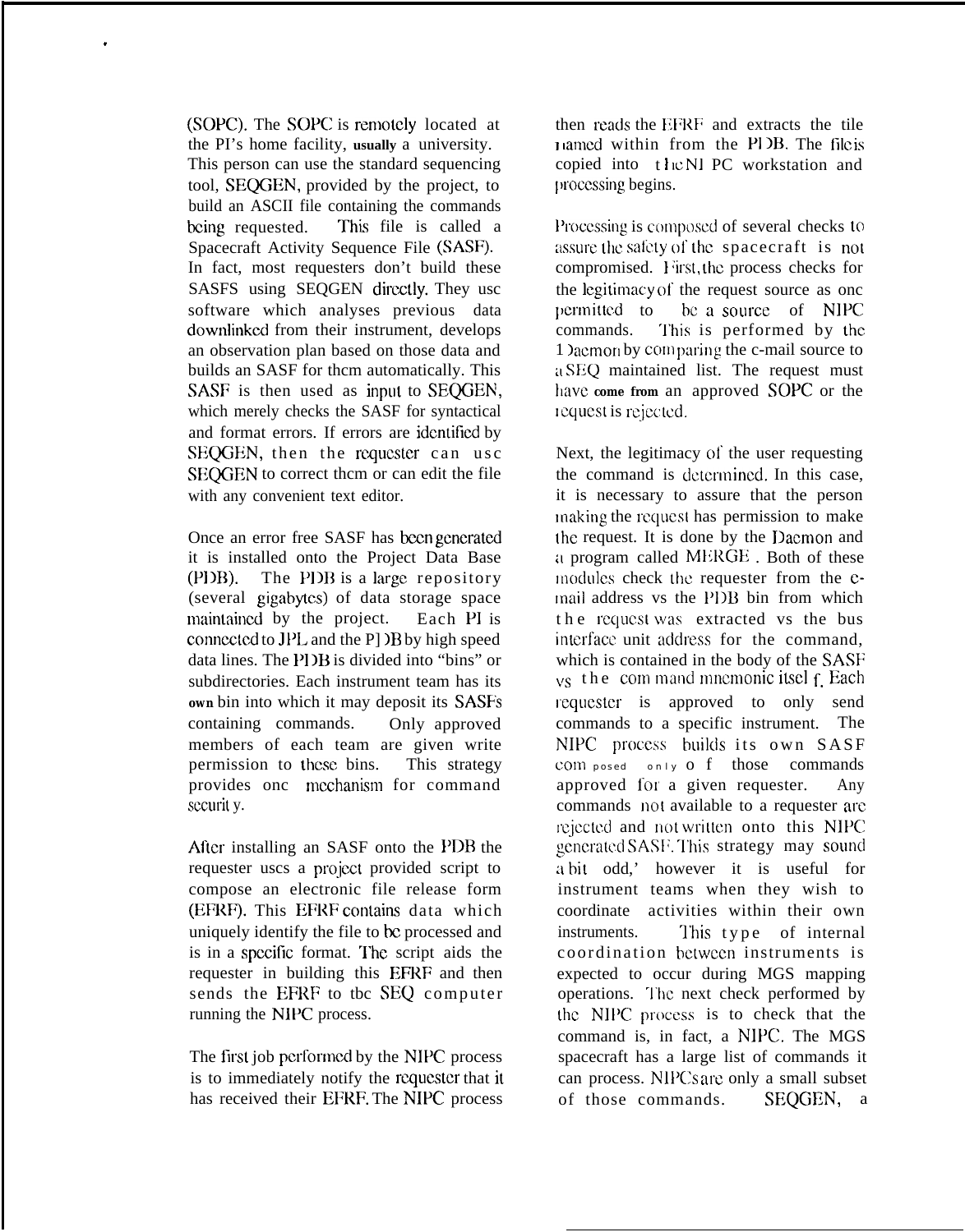(SOPC). The SOPC is remotely located at the PI's home facility, usually a university. This person can use the standard sequencing tool, SEQGEN, provided by the project, to build an ASCII file containing the commands being requested. This file is called a Spacecraft Activity Sequence File (SASF). In fact, most requesters don't build these SASFS using SEQGEN directly. They use software which analyses previous data downlinked from their instrument, develops an observation plan based on those data and builds an SASF for them automatically. This SASF is then used as input to SEQGEN, which merely checks the SASF for syntactical and format errors. If errors are identified by SEQGEN, then the requester can use SEQGEN to correct them or can edit the file with any convenient text editor.

Once an error free SASF has been generated it is installed onto the Project Data Base (PDB). The PDB is a large repository (several gigabytes) of data storage space maintained by the project. Each PI is connected to JPL and the PDB by high speed data lines. The PDB is divided into "bins" or subdirectories. Each instrument team has its own bin into which it may deposit its SASFs containing commands. Only approved members of each team are given write permission to these bins. This strategy provides one mechanism for command security.

After installing an SASF onto the PDB the requester uses a project provided script to compose an electronic file release form (EFRF). This EFRF contains data which uniquely identify the file to be processed and is in a specific format. The script aids the requester in building this EFRF and then sends the EFRF to the SEQ computer running the NIPC process.

The first job performed by the NIPC process is to immediately notify the requester that it has received their EFRF. The NIPC process then reads the EFRF and extracts the file named within from the PDB. The file is copied into the NIPC workstation and processing begins.

Processing is composed of several checks to assure the safety of the spacecraft is not compromised. First, the process checks for the legitimacy of the request source as one permitted to be a source of NIPC commands. This is performed by the Daemon by comparing the e-mail source to a SEQ maintained list. The request must have come from an approved SOPC or the request is rejected.

Next, the legitimacy of the user requesting the command is determined. In this case, it is necessary to assure that the person making the request has permission to make the request. It is done by the Daemon and a program called MERGE. Both of these modules check the requester from the e-mail address vs the PDB bin from which the request was extracted vs the bus interface unit address for the command, which is contained in the body of the SASF vs the command mnemonic itself. Each requester is approved to only send commands to a specific instrument. The NIPC process builds its own SASF composed only of those commands approved for a given requester. Any commands not available to a requester are rejected and not written onto this NIPC generated SASF. This strategy may sound a bit odd,' however it is useful for instrument teams when they wish to coordinate activities within their own instruments. This type of internal coordination between instruments is expected to occur during MGS mapping operations. The next check performed by the NIPC process is to check that the command is, in fact, a NIPC. The MGS spacecraft has a large list of commands it can process. NIPCs are only a small subset of those commands. SEQGEN, a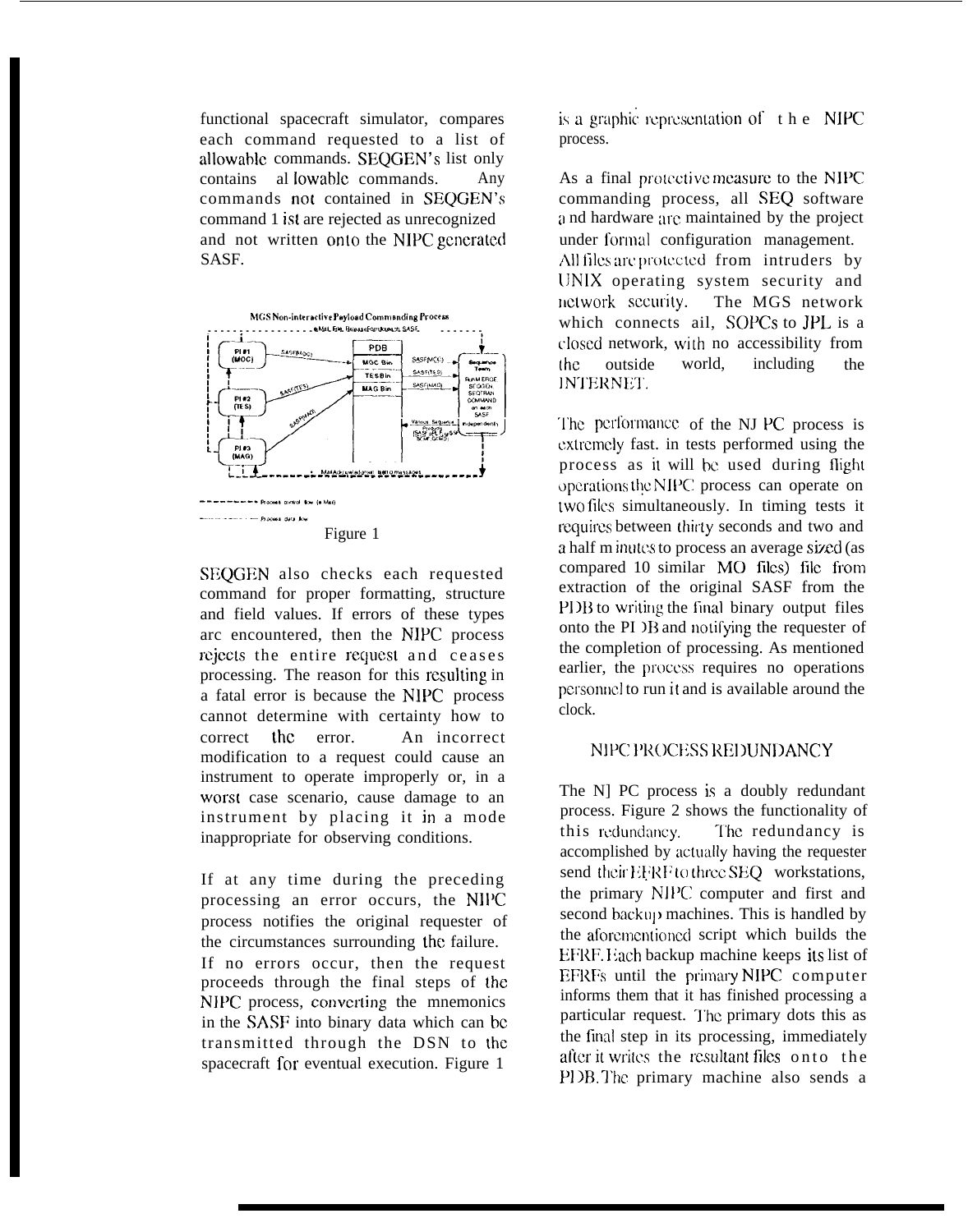functional spacecraft simulator, compares each command requested to a list of allowable commands. SEQGEN's list only contains allowable commands. Any commands not contained in SEQGEN's command list are rejected as unrecognized and not written onto the NIPC generated SASF.

Figure 1

SEQGEN also checks each requested command for proper formatting, structure and field values. If errors of these types are encountered, then the NIPC process rejects the entire request and ceases processing. The reason for this resulting in a fatal error is because the NIPC process cannot determine with certainty how to correct the error. An incorrect modification to a request could cause an instrument to operate improperly or, in a worst case scenario, cause damage to an instrument by placing it in a mode inappropriate for observing conditions.

If at any time during the preceding processing an error occurs, the NIPC process notifies the original requester of the circumstances surrounding the failure. If no errors occur, then the request proceeds through the final steps of the NIPC process, converting the mnemonics in the SASF into binary data which can be transmitted through the DSN to the spacecraft for eventual execution. Figure 1 is a graphic representation of the NIPC process.

As a final protective measure to the NIPC commanding process, all SEQ software and hardware are maintained by the project under formal configuration management. All files are protected from intruders by UNIX operating system security and network security. The MGS network which connects all SOPCs to JPL is a closed network, with no accessibility from the outside world, including the INTERNET.

The performance of the NIPC process is extremely fast. in tests performed using the process as it will be used during flight operations the NIPC process can operate on two files simultaneously. In timing tests it requires between thirty seconds and two and a half minutes to process an average sized (as compared to similar MO files) file from extraction of the original SASF from the PDB to writing the final binary output files onto the PDB and notifying the requester of the completion of processing. As mentioned earlier, the process requires no operations personnel to run it and is available around the clock.

## NIPC PROCESS REDUNDANCY

The NIPC process is a doubly redundant process. Figure 2 shows the functionality of this redundancy. The redundancy is accomplished by actually having the requester send their EFRF to three SEQ workstations, the primary NIPC computer and first and second backup machines. This is handled by the aforementioned script which builds the EFRF. Each backup machine keeps its list of EFRFs until the primary NIPC computer informs them that it has finished processing a particular request. The primary dots this as the final step in its processing, immediately after it writes the resultant files onto the PDB. The primary machine also sends a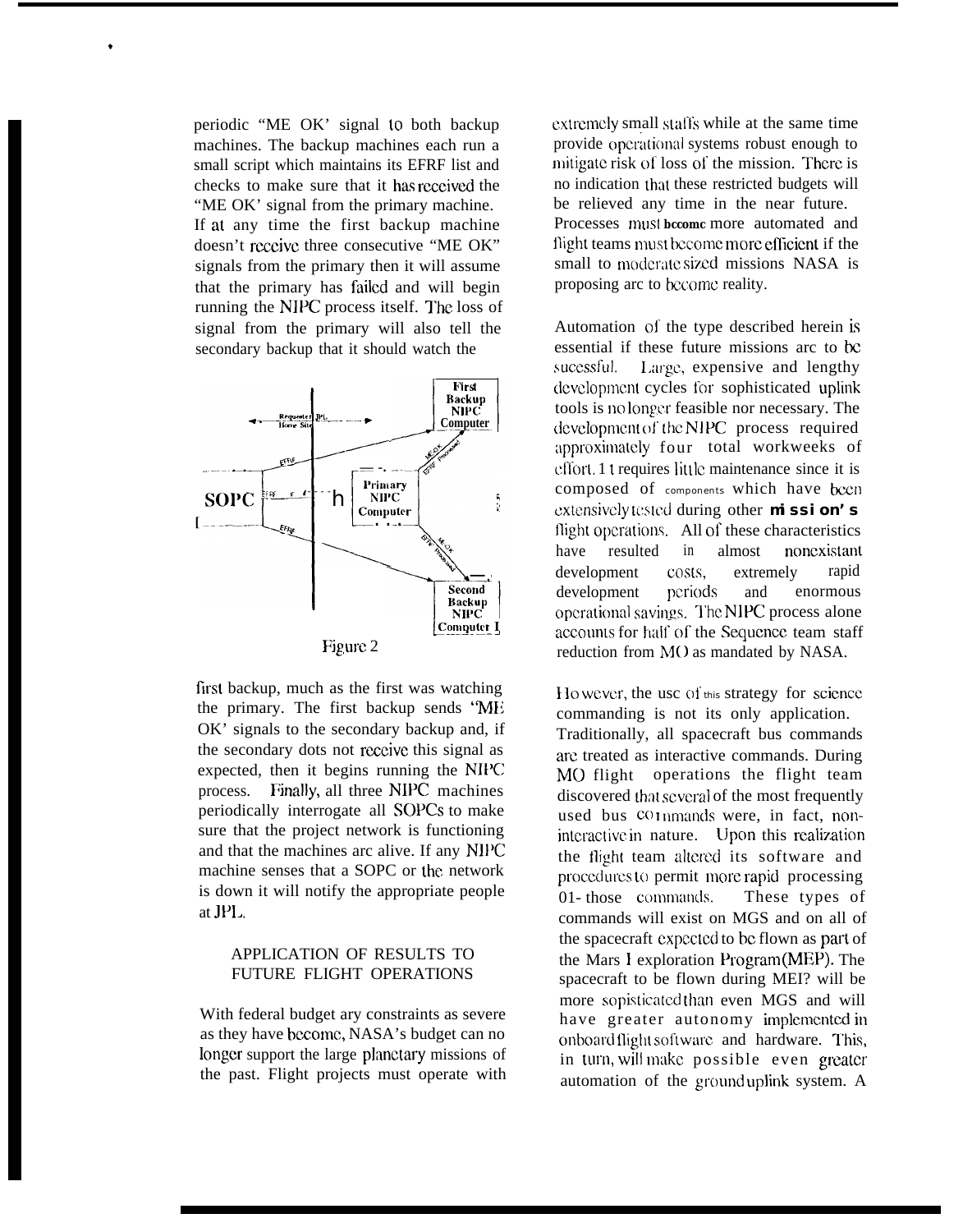periodic "ME OK' signal to both backup machines. The backup machines each run a small script which maintains its EFRF list and checks to make sure that it has received the "ME OK' signal from the primary machine. If at any time the first backup machine doesn't receive three consecutive "ME OK" signals from the primary then it will assume that the primary has failed and will begin running the NIPC process itself. The loss of signal from the primary will also tell the secondary backup that it should watch the

Figure 2

first backup, much as the first was watching the primary. The first backup sends "ME OK' signals to the secondary backup and, if the secondary does not receive this signal as expected, then it begins running the NIPC process. Finally, all three NIPC machines periodically interrogate all SOPCs to make sure that the project network is functioning and that the machines are alive. If any NIPC machine senses that a SOPC or the network is down it will notify the appropriate people at JPL.

## APPLICATION OF RESULTS TO FUTURE FLIGHT OPERATIONS

With federal budgetary constraints as severe as they have become, NASA's budget can no longer support the large planetary missions of the past. Flight projects must operate with extremely small staffs while at the same time provide operational systems robust enough to mitigate risk of loss of the mission. There is no indication that these restricted budgets will be relieved any time in the near future. Processes must become more automated and flight teams must become more efficient if the small to moderate sized missions NASA is proposing are to become reality.

Automation of the type described herein is essential if these future missions are to be sucessful. Large, expensive and lengthy development cycles for sophisticated uplink tools is no longer feasible nor necessary. The development of the NIPC process required approximately four total workweeks of effort. It requires little maintenance since it is composed of components which have been extensively tested during other mission's flight operations. All of these characteristics have resulted in almost nonexistant development costs, extremely rapid development periods and enormous operational savings. The NIPC process alone accounts for half of the Sequence team staff reduction from MO as mandated by NASA.

However, the use of this strategy for science commanding is not its only application. Traditionally, all spacecraft bus commands are treated as interactive commands. During MO flight operations the flight team discovered that several of the most frequently used bus commands were, in fact, non-interactive in nature. Upon this realization the flight team altered its software and procedures to permit more rapid processing of those commands. These types of commands will exist on MGS and on all of the spacecraft expected to be flown as part of the Mars Exploration Program (MEP). The spacecraft to be flown during MEP will be more sopisticated than even MGS and will have greater autonomy implemented in onboard flight software and hardware. This, in turn, will make possible even greater automation of the ground uplink system. A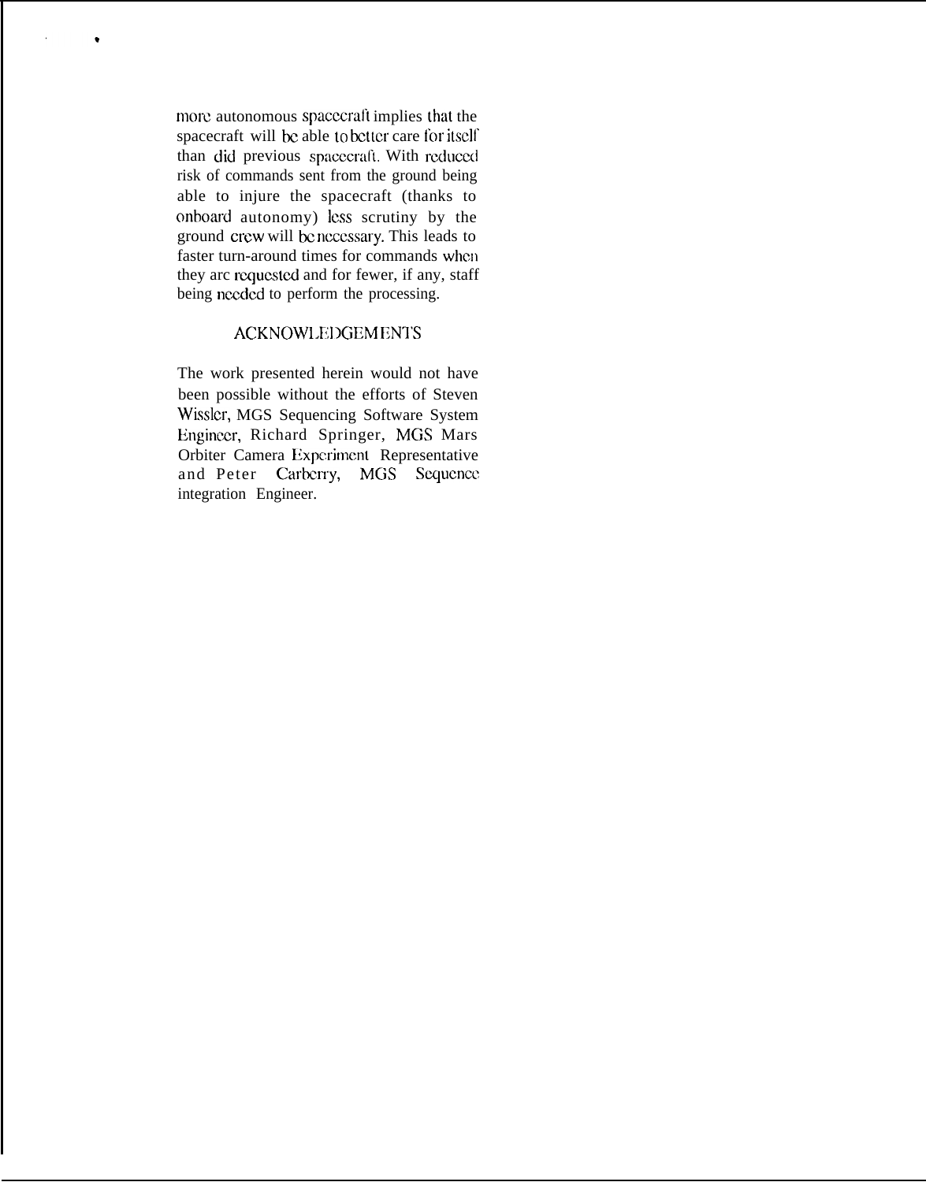more autonomous spacecraft implies that the spacecraft will be able to better care for itself than did previous spacecraft. With reduced risk of commands sent from the ground being able to injure the spacecraft (thanks to onboard autonomy) less scrutiny by the ground crew will be necessary. This leads to faster turn-around times for commands when they are requested and for fewer, if any, staff being needed to perform the processing.

## ACKNOWLEDGEMENTS

The work presented herein would not have been possible without the efforts of Steven Wissler, MGS Sequencing Software System Engineer, Richard Springer, MGS Mars Orbiter Camera Experiment Representative and Peter Carberry, MGS Sequence integration Engineer.